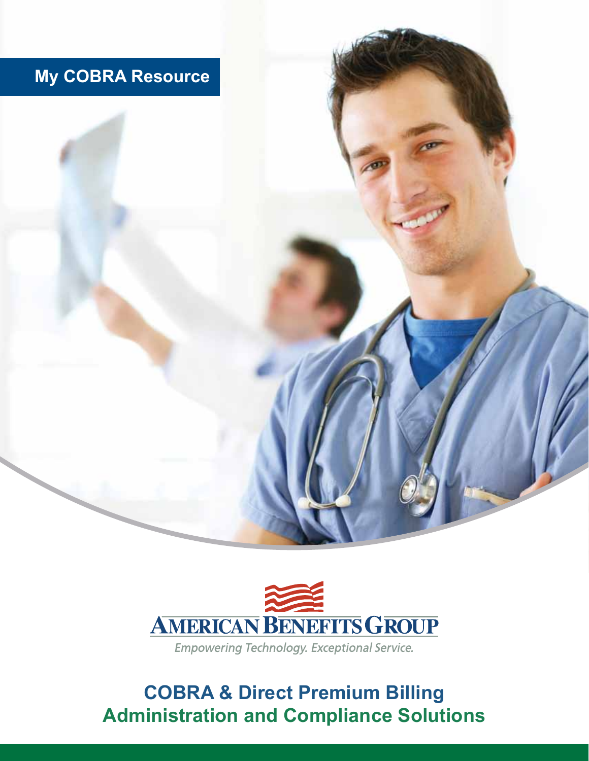My COBRA Resource

AMERICAN BENEFITS GROUP

*Empowering Technology. Exceptional Service.*

# COBRA & Direct Premium Billing Administration and Compliance Solutions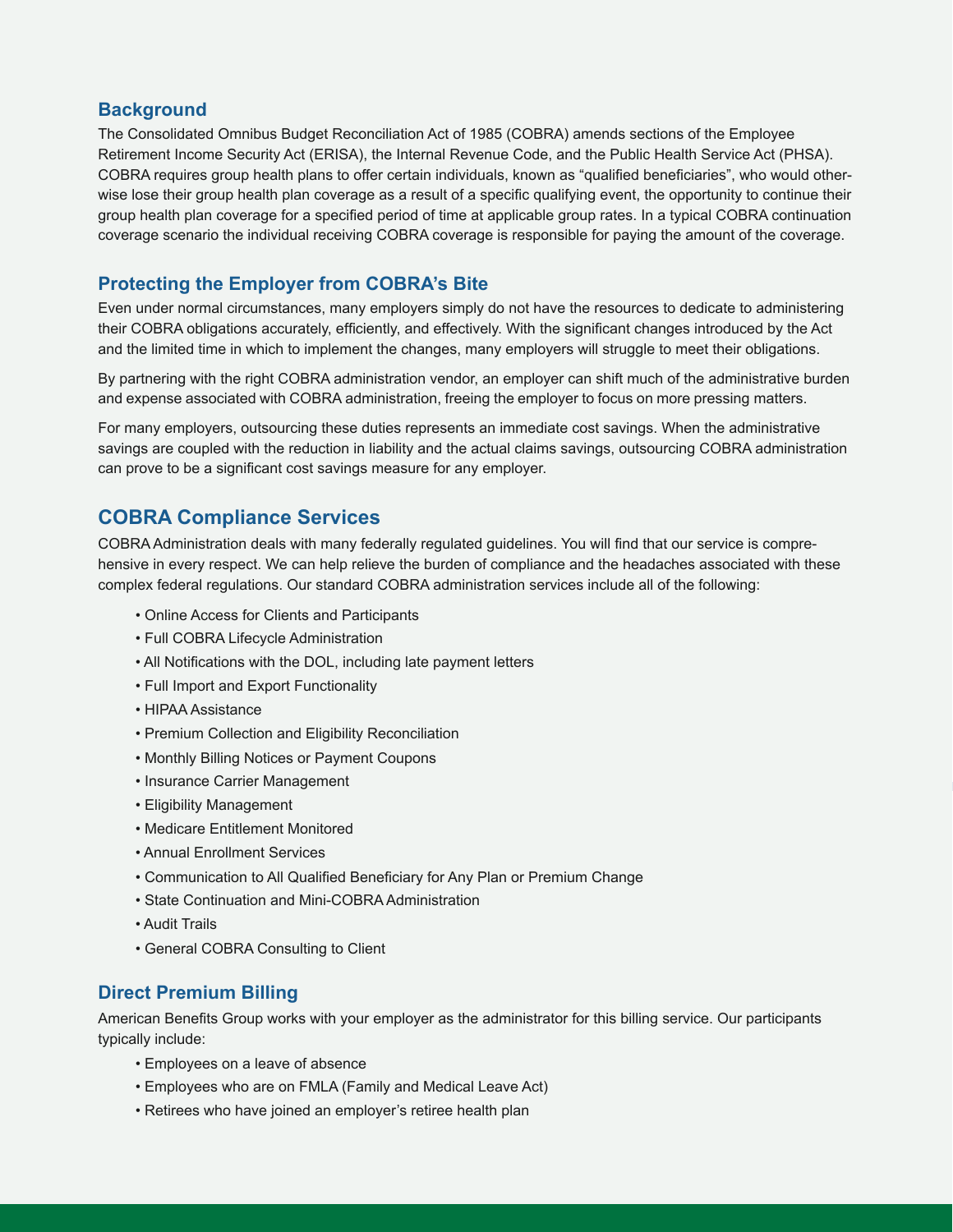## Background

The Consolidated Omnibus Budget Reconciliation Act of 1985 (COBRA) amends sections of the Employee Retirement Income Security Act (ERISA), the Internal Revenue Code, and the Public Health Service Act (PHSA). COBRA requires group health plans to offer certain individuals, known as "qualified beneficiaries", who would other-wise lose their group health plan coverage as a result of a specific qualifying event, the opportunity to continue their group health plan coverage for a specified period of time at applicable group rates. In a typical COBRA continuation coverage scenario the individual receiving COBRA coverage is responsible for paying the amount of the coverage.

## Protecting the Employer from COBRA's Bite

Even under normal circumstances, many employers simply do not have the resources to dedicate to administering their COBRA obligations accurately, efficiently, and effectively. With the significant changes introduced by the Act and the limited time in which to implement the changes, many employers will struggle to meet their obligations.

By partnering with the right COBRA administration vendor, an employer can shift much of the administrative burden and expense associated with COBRA administration, freeing the employer to focus on more pressing matters.

For many employers, outsourcing these duties represents an immediate cost savings. When the administrative savings are coupled with the reduction in liability and the actual claims savings, outsourcing COBRA administration can prove to be a significant cost savings measure for any employer.

## COBRA Compliance Services

COBRA Administration deals with many federally regulated guidelines. You will find that our service is comprehensive in every respect. We can help relieve the burden of compliance and the headaches associated with these complex federal regulations. Our standard COBRA administration services include all of the following:

- Online Access for Clients and Participants
- Full COBRA Lifecycle Administration
- All Notifications with the DOL, including late payment letters
- Full Import and Export Functionality
- HIPAA Assistance
- Premium Collection and Eligibility Reconciliation
- Monthly Billing Notices or Payment Coupons
- Insurance Carrier Management
- Eligibility Management
- Medicare Entitlement Monitored
- Annual Enrollment Services
- Communication to All Qualified Beneficiary for Any Plan or Premium Change
- State Continuation and Mini-COBRA Administration
- Audit Trails
- General COBRA Consulting to Client

## Direct Premium Billing

American Benefits Group works with your employer as the administrator for this billing service. Our participants typically include:

- Employees on a leave of absence
- Employees who are on FMLA (Family and Medical Leave Act)
- Retirees who have joined an employer's retiree health plan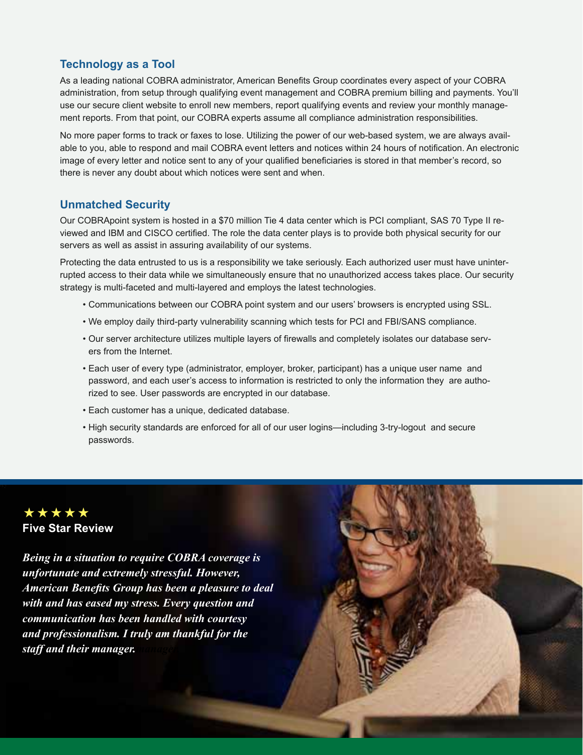## Technology as a Tool

As a leading national COBRA administrator, American Benefits Group coordinates every aspect of your COBRA administration, from setup through qualifying event management and COBRA premium billing and payments. You'll use our secure client website to enroll new members, report qualifying events and review your monthly management reports. From that point, our COBRA experts assume all compliance administration responsibilities.

No more paper forms to track or faxes to lose. Utilizing the power of our web-based system, we are always available to you, able to respond and mail COBRA event letters and notices within 24 hours of notification. An electronic image of every letter and notice sent to any of your qualified beneficiaries is stored in that member's record, so there is never any doubt about which notices were sent and when.

## Unmatched Security

Our COBRApoint system is hosted in a $70 million Tie 4 data center which is PCI compliant, SAS 70 Type II reviewed and IBM and CISCO certified. The role the data center plays is to provide both physical security for our servers as well as assist in assuring availability of our systems.

Protecting the data entrusted to us is a responsibility we take seriously. Each authorized user must have uninterrupted access to their data while we simultaneously ensure that no unauthorized access takes place. Our security strategy is multi-faceted and multi-layered and employs the latest technologies.

- Communications between our COBRA point system and our users' browsers is encrypted using SSL.
- We employ daily third-party vulnerability scanning which tests for PCI and FBI/SANS compliance.
- Our server architecture utilizes multiple layers of firewalls and completely isolates our database servers from the Internet.
- Each user of every type (administrator, employer, broker, participant) has a unique user name and password, and each user's access to information is restricted to only the information they are authorized to see. User passwords are encrypted in our database.
- Each customer has a unique, dedicated database.
- High security standards are enforced for all of our user logins—including 3-try-logout and secure passwords.

★★★★★

**Five Star Review**

***Being in a situation to require COBRA coverage is unfortunate and extremely stressful. However, American Benefits Group has been a pleasure to deal with and has eased my stress. Every question and communication has been handled with courtesy and professionalism. I truly am thankful for the staff and their manager.***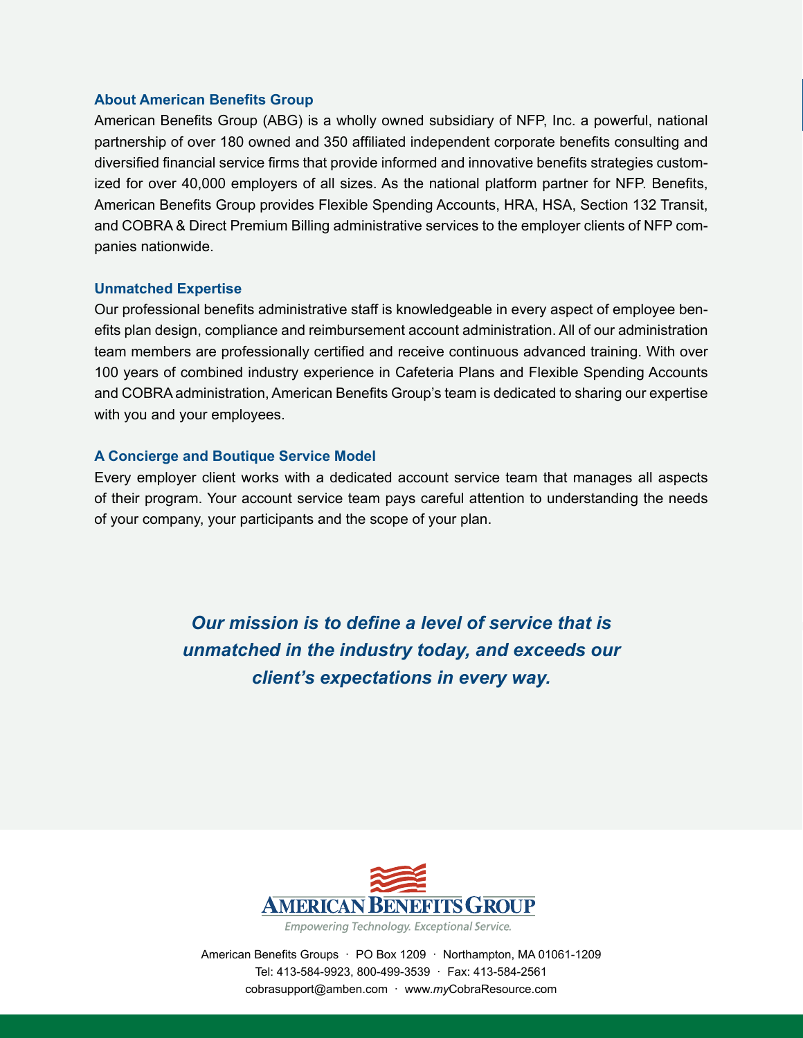### About American Benefits Group

American Benefits Group (ABG) is a wholly owned subsidiary of NFP, Inc. a powerful, national partnership of over 180 owned and 350 affiliated independent corporate benefits consulting and diversified financial service firms that provide informed and innovative benefits strategies customized for over 40,000 employers of all sizes. As the national platform partner for NFP. Benefits, American Benefits Group provides Flexible Spending Accounts, HRA, HSA, Section 132 Transit, and COBRA & Direct Premium Billing administrative services to the employer clients of NFP companies nationwide.

### Unmatched Expertise

Our professional benefits administrative staff is knowledgeable in every aspect of employee benefits plan design, compliance and reimbursement account administration. All of our administration team members are professionally certified and receive continuous advanced training. With over 100 years of combined industry experience in Cafeteria Plans and Flexible Spending Accounts and COBRA administration, American Benefits Group's team is dedicated to sharing our expertise with you and your employees.

### A Concierge and Boutique Service Model

Every employer client works with a dedicated account service team that manages all aspects of their program. Your account service team pays careful attention to understanding the needs of your company, your participants and the scope of your plan.

***Our mission is to define a level of service that is unmatched in the industry today, and exceeds our client's expectations in every way.***

AMERICAN BENEFITS GROUP

*Empowering Technology. Exceptional Service.*

American Benefits Groups · PO Box 1209 · Northampton, MA 01061-1209
Tel: 413-584-9923, 800-499-3539 · Fax: 413-584-2561
cobrasupport@amben.com · www.*my*CobraResource.com